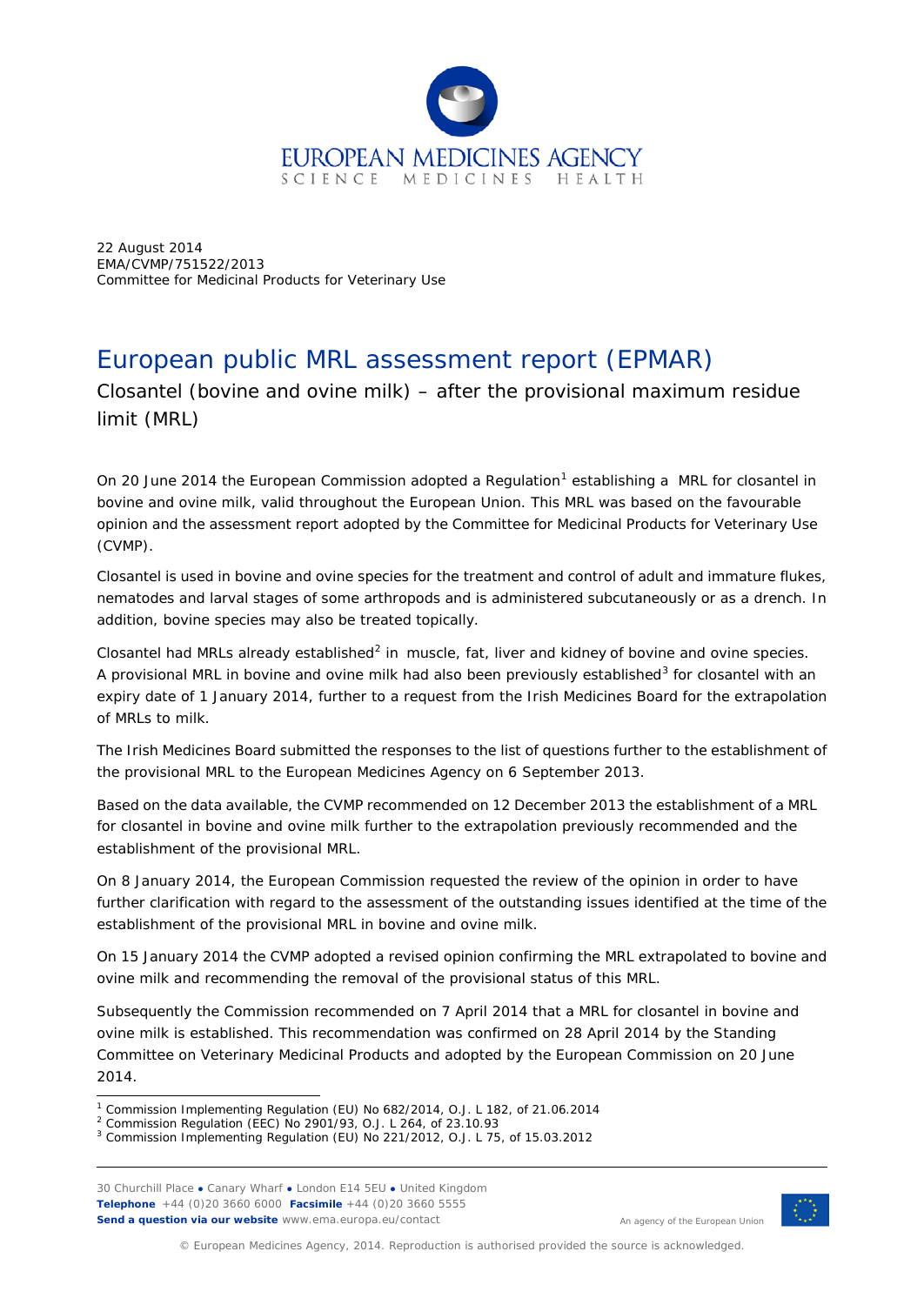22 August 2014
EMA/CVMP/751522/2013
Committee for Medicinal Products for Veterinary Use

# European public MRL assessment report (EPMAR)

## Closantel (bovine and ovine milk) – after the provisional maximum residue limit (MRL)

On 20 June 2014 the European Commission adopted a Regulation[1] establishing a MRL for closantel in bovine and ovine milk, valid throughout the European Union. This MRL was based on the favourable opinion and the assessment report adopted by the Committee for Medicinal Products for Veterinary Use (CVMP).

Closantel is used in bovine and ovine species for the treatment and control of adult and immature flukes, nematodes and larval stages of some arthropods and is administered subcutaneously or as a drench. In addition, bovine species may also be treated topically.

Closantel had MRLs already established[2] in muscle, fat, liver and kidney of bovine and ovine species. A provisional MRL in bovine and ovine milk had also been previously established[3] for closantel with an expiry date of 1 January 2014, further to a request from the Irish Medicines Board for the extrapolation of MRLs to milk.

The Irish Medicines Board submitted the responses to the list of questions further to the establishment of the provisional MRL to the European Medicines Agency on 6 September 2013.

Based on the data available, the CVMP recommended on 12 December 2013 the establishment of a MRL for closantel in bovine and ovine milk further to the extrapolation previously recommended and the establishment of the provisional MRL.

On 8 January 2014, the European Commission requested the review of the opinion in order to have further clarification with regard to the assessment of the outstanding issues identified at the time of the establishment of the provisional MRL in bovine and ovine milk.

On 15 January 2014 the CVMP adopted a revised opinion confirming the MRL extrapolated to bovine and ovine milk and recommending the removal of the provisional status of this MRL.

Subsequently the Commission recommended on 7 April 2014 that a MRL for closantel in bovine and ovine milk is established. This recommendation was confirmed on 28 April 2014 by the Standing Committee on Veterinary Medicinal Products and adopted by the European Commission on 20 June 2014.

---

[1] Commission Implementing Regulation (EU) No 682/2014, O.J. L 182, of 21.06.2014

[2] Commission Regulation (EEC) No 2901/93, O.J. L 264, of 23.10.93

[3] Commission Implementing Regulation (EU) No 221/2012, O.J. L 75, of 15.03.2012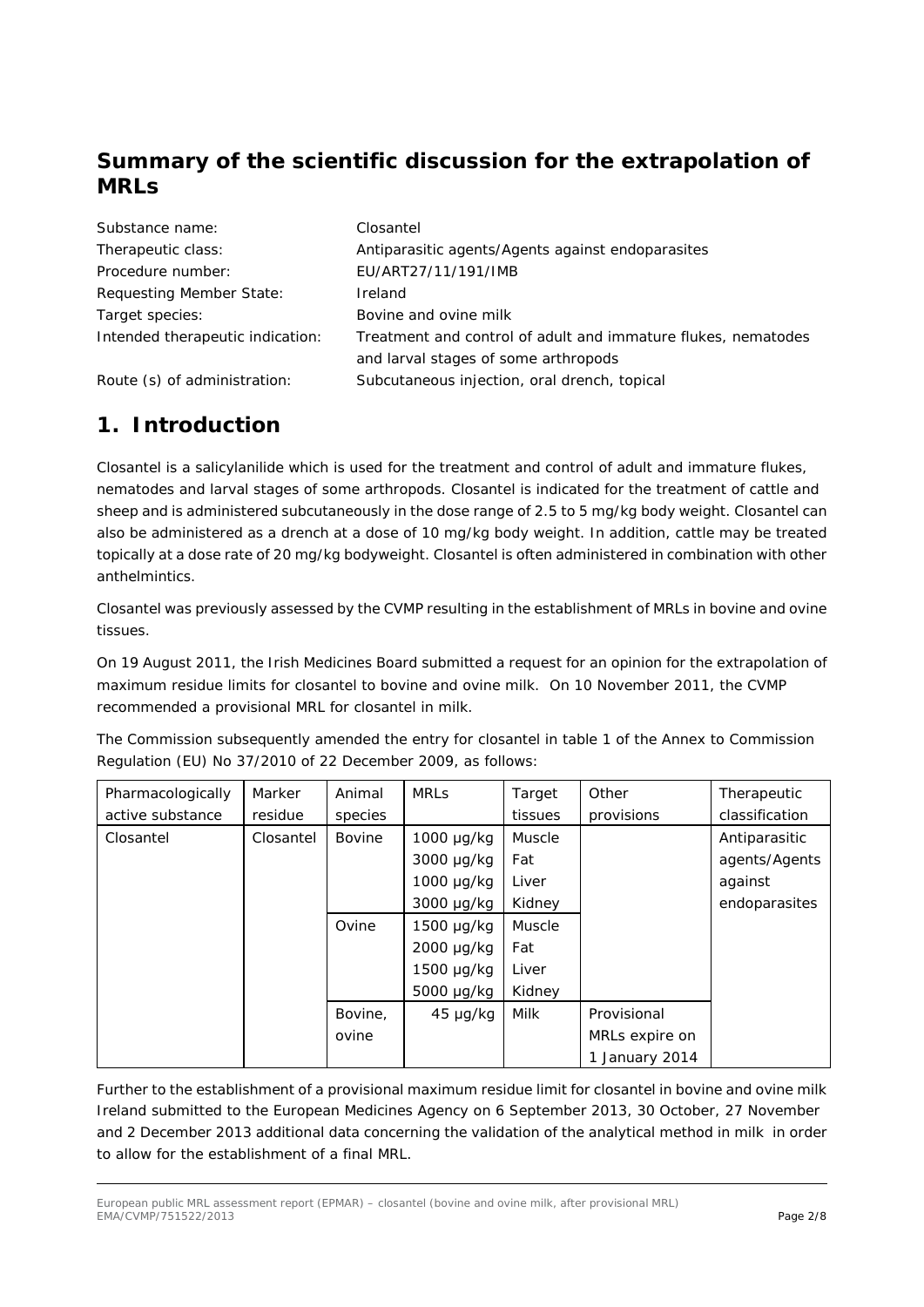## Summary of the scientific discussion for the extrapolation of MRLs

| | |
|---|---|
| Substance name: | Closantel |
| Therapeutic class: | Antiparasitic agents/Agents against endoparasites |
| Procedure number: | EU/ART27/11/191/IMB |
| Requesting Member State: | Ireland |
| Target species: | Bovine and ovine milk |
| Intended therapeutic indication: | Treatment and control of adult and immature flukes, nematodes and larval stages of some arthropods |
| Route (s) of administration: | Subcutaneous injection, oral drench, topical |

# 1. Introduction

Closantel is a salicylanilide which is used for the treatment and control of adult and immature flukes, nematodes and larval stages of some arthropods. Closantel is indicated for the treatment of cattle and sheep and is administered subcutaneously in the dose range of 2.5 to 5 mg/kg body weight. Closantel can also be administered as a drench at a dose of 10 mg/kg body weight. In addition, cattle may be treated topically at a dose rate of 20 mg/kg bodyweight. Closantel is often administered in combination with other anthelmintics.

Closantel was previously assessed by the CVMP resulting in the establishment of MRLs in bovine and ovine tissues.

On 19 August 2011, the Irish Medicines Board submitted a request for an opinion for the extrapolation of maximum residue limits for closantel to bovine and ovine milk. On 10 November 2011, the CVMP recommended a provisional MRL for closantel in milk.

The Commission subsequently amended the entry for closantel in table 1 of the Annex to Commission Regulation (EU) No 37/2010 of 22 December 2009, as follows:

| Pharmacologically active substance | Marker residue | Animal species | MRLs | Target tissues | Other provisions | Therapeutic classification |
|---|---|---|---|---|---|---|
| Closantel | Closantel | Bovine | 1000 µg/kg<br>3000 µg/kg<br>1000 µg/kg<br>3000 µg/kg | Muscle<br>Fat<br>Liver<br>Kidney | | Antiparasitic agents/Agents against endoparasites |
| | | Ovine | 1500 µg/kg<br>2000 µg/kg<br>1500 µg/kg<br>5000 µg/kg | Muscle<br>Fat<br>Liver<br>Kidney | | |
| | | Bovine, ovine | 45 µg/kg | Milk | Provisional MRLs expire on 1 January 2014 | |

Further to the establishment of a provisional maximum residue limit for closantel in bovine and ovine milk Ireland submitted to the European Medicines Agency on 6 September 2013, 30 October, 27 November and 2 December 2013 additional data concerning the validation of the analytical method in milk in order to allow for the establishment of a final MRL.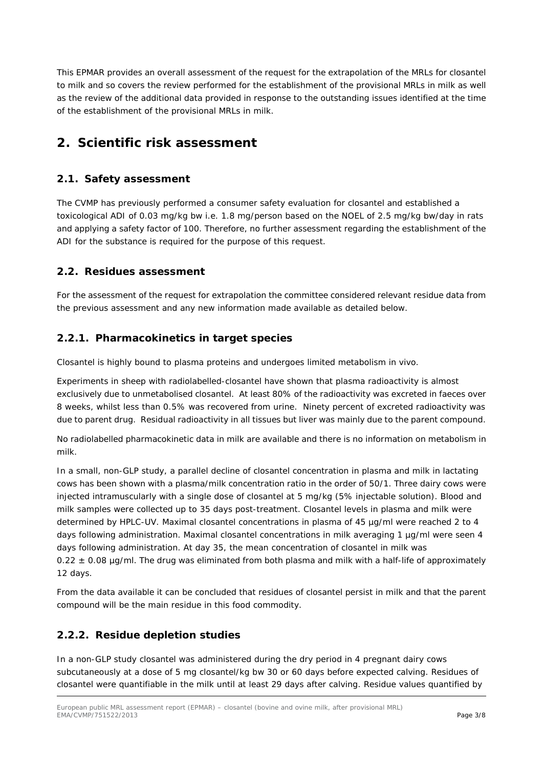This EPMAR provides an overall assessment of the request for the extrapolation of the MRLs for closantel to milk and so covers the review performed for the establishment of the provisional MRLs in milk as well as the review of the additional data provided in response to the outstanding issues identified at the time of the establishment of the provisional MRLs in milk.

# 2. Scientific risk assessment

## 2.1. Safety assessment

The CVMP has previously performed a consumer safety evaluation for closantel and established a toxicological ADI of 0.03 mg/kg bw i.e. 1.8 mg/person based on the NOEL of 2.5 mg/kg bw/day in rats and applying a safety factor of 100. Therefore, no further assessment regarding the establishment of the ADI for the substance is required for the purpose of this request.

## 2.2. Residues assessment

For the assessment of the request for extrapolation the committee considered relevant residue data from the previous assessment and any new information made available as detailed below.

### 2.2.1. Pharmacokinetics in target species

Closantel is highly bound to plasma proteins and undergoes limited metabolism in vivo.

Experiments in sheep with radiolabelled-closantel have shown that plasma radioactivity is almost exclusively due to unmetabolised closantel. At least 80% of the radioactivity was excreted in faeces over 8 weeks, whilst less than 0.5% was recovered from urine. Ninety percent of excreted radioactivity was due to parent drug. Residual radioactivity in all tissues but liver was mainly due to the parent compound.

No radiolabelled pharmacokinetic data in milk are available and there is no information on metabolism in milk.

In a small, non-GLP study, a parallel decline of closantel concentration in plasma and milk in lactating cows has been shown with a plasma/milk concentration ratio in the order of 50/1. Three dairy cows were injected intramuscularly with a single dose of closantel at 5 mg/kg (5% injectable solution). Blood and milk samples were collected up to 35 days post-treatment. Closantel levels in plasma and milk were determined by HPLC-UV. Maximal closantel concentrations in plasma of 45 µg/ml were reached 2 to 4 days following administration. Maximal closantel concentrations in milk averaging 1 µg/ml were seen 4 days following administration. At day 35, the mean concentration of closantel in milk was $0.22 \pm 0.08$ µg/ml. The drug was eliminated from both plasma and milk with a half-life of approximately 12 days.

From the data available it can be concluded that residues of closantel persist in milk and that the parent compound will be the main residue in this food commodity.

### 2.2.2. Residue depletion studies

In a non-GLP study closantel was administered during the dry period in 4 pregnant dairy cows subcutaneously at a dose of 5 mg closantel/kg bw 30 or 60 days before expected calving. Residues of closantel were quantifiable in the milk until at least 29 days after calving. Residue values quantified by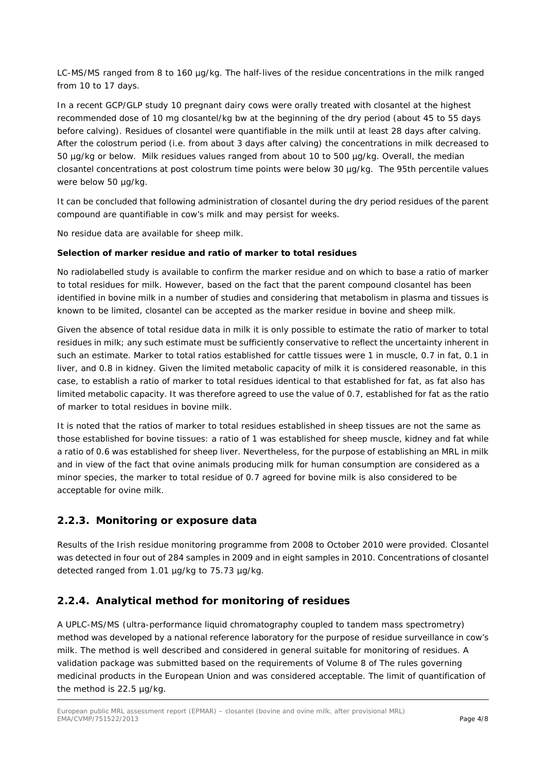LC-MS/MS ranged from 8 to 160 µg/kg. The half-lives of the residue concentrations in the milk ranged from 10 to 17 days.

In a recent GCP/GLP study 10 pregnant dairy cows were orally treated with closantel at the highest recommended dose of 10 mg closantel/kg bw at the beginning of the dry period (about 45 to 55 days before calving). Residues of closantel were quantifiable in the milk until at least 28 days after calving. After the colostrum period (i.e. from about 3 days after calving) the concentrations in milk decreased to 50 µg/kg or below. Milk residues values ranged from about 10 to 500 µg/kg. Overall, the median closantel concentrations at post colostrum time points were below 30 µg/kg. The 95th percentile values were below 50 µg/kg.

It can be concluded that following administration of closantel during the dry period residues of the parent compound are quantifiable in cow's milk and may persist for weeks.

No residue data are available for sheep milk.

**Selection of marker residue and ratio of marker to total residues**

No radiolabelled study is available to confirm the marker residue and on which to base a ratio of marker to total residues for milk. However, based on the fact that the parent compound closantel has been identified in bovine milk in a number of studies and considering that metabolism in plasma and tissues is known to be limited, closantel can be accepted as the marker residue in bovine and sheep milk.

Given the absence of total residue data in milk it is only possible to estimate the ratio of marker to total residues in milk; any such estimate must be sufficiently conservative to reflect the uncertainty inherent in such an estimate. Marker to total ratios established for cattle tissues were 1 in muscle, 0.7 in fat, 0.1 in liver, and 0.8 in kidney. Given the limited metabolic capacity of milk it is considered reasonable, in this case, to establish a ratio of marker to total residues identical to that established for fat, as fat also has limited metabolic capacity. It was therefore agreed to use the value of 0.7, established for fat as the ratio of marker to total residues in bovine milk.

It is noted that the ratios of marker to total residues established in sheep tissues are not the same as those established for bovine tissues: a ratio of 1 was established for sheep muscle, kidney and fat while a ratio of 0.6 was established for sheep liver. Nevertheless, for the purpose of establishing an MRL in milk and in view of the fact that ovine animals producing milk for human consumption are considered as a minor species, the marker to total residue of 0.7 agreed for bovine milk is also considered to be acceptable for ovine milk.

## 2.2.3. Monitoring or exposure data

Results of the Irish residue monitoring programme from 2008 to October 2010 were provided. Closantel was detected in four out of 284 samples in 2009 and in eight samples in 2010. Concentrations of closantel detected ranged from 1.01 µg/kg to 75.73 µg/kg.

## 2.2.4. Analytical method for monitoring of residues

A UPLC-MS/MS (ultra-performance liquid chromatography coupled to tandem mass spectrometry) method was developed by a national reference laboratory for the purpose of residue surveillance in cow's milk. The method is well described and considered in general suitable for monitoring of residues. A validation package was submitted based on the requirements of Volume 8 of The rules governing medicinal products in the European Union and was considered acceptable. The limit of quantification of the method is 22.5 µg/kg.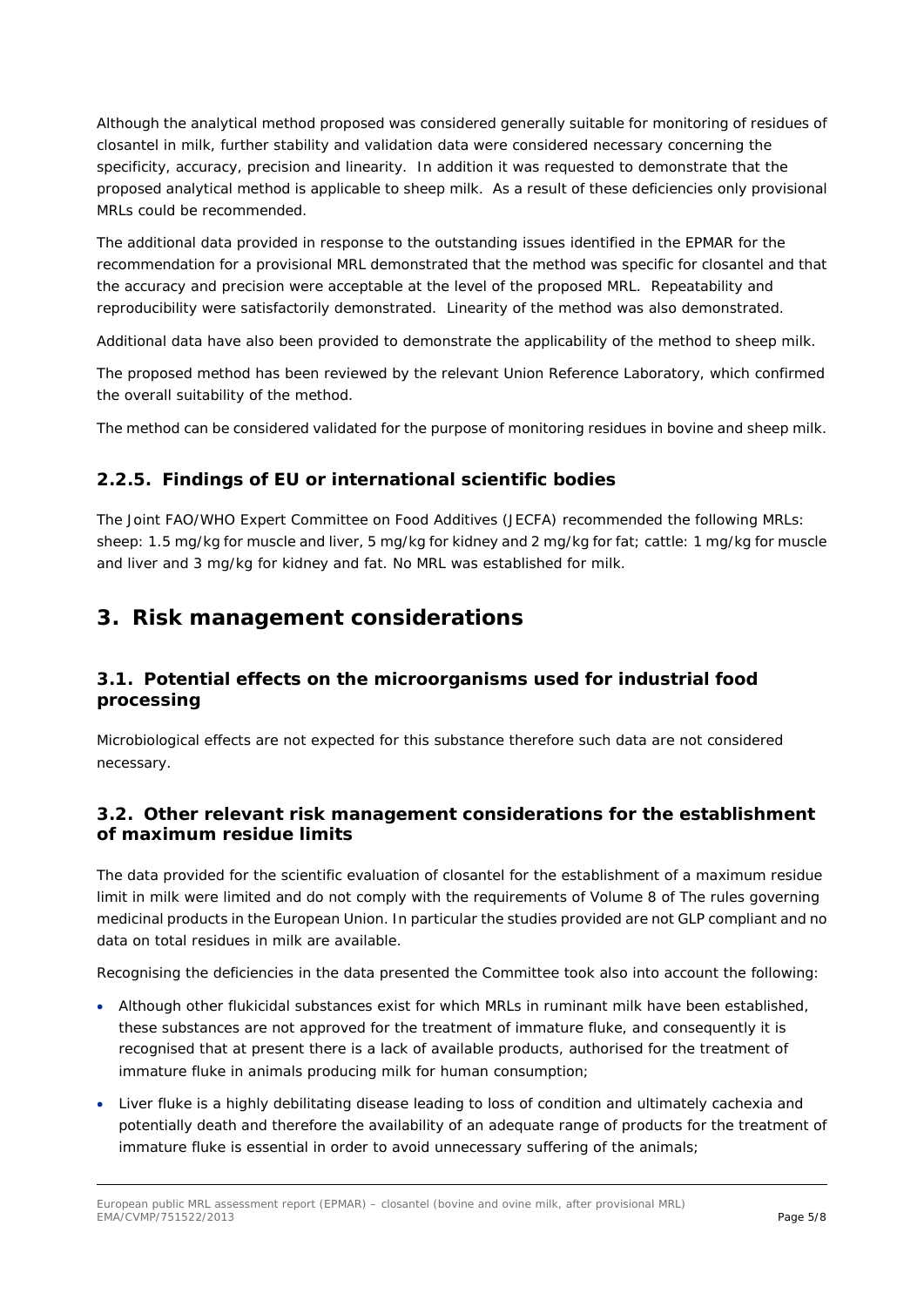Although the analytical method proposed was considered generally suitable for monitoring of residues of closantel in milk, further stability and validation data were considered necessary concerning the specificity, accuracy, precision and linearity. In addition it was requested to demonstrate that the proposed analytical method is applicable to sheep milk. As a result of these deficiencies only provisional MRLs could be recommended.

The additional data provided in response to the outstanding issues identified in the EPMAR for the recommendation for a provisional MRL demonstrated that the method was specific for closantel and that the accuracy and precision were acceptable at the level of the proposed MRL. Repeatability and reproducibility were satisfactorily demonstrated. Linearity of the method was also demonstrated.

Additional data have also been provided to demonstrate the applicability of the method to sheep milk.

The proposed method has been reviewed by the relevant Union Reference Laboratory, which confirmed the overall suitability of the method.

The method can be considered validated for the purpose of monitoring residues in bovine and sheep milk.

### 2.2.5. Findings of EU or international scientific bodies

The Joint FAO/WHO Expert Committee on Food Additives (JECFA) recommended the following MRLs: sheep: 1.5 mg/kg for muscle and liver, 5 mg/kg for kidney and 2 mg/kg for fat; cattle: 1 mg/kg for muscle and liver and 3 mg/kg for kidney and fat. No MRL was established for milk.

## 3. Risk management considerations

### 3.1. Potential effects on the microorganisms used for industrial food processing

Microbiological effects are not expected for this substance therefore such data are not considered necessary.

### 3.2. Other relevant risk management considerations for the establishment of maximum residue limits

The data provided for the scientific evaluation of closantel for the establishment of a maximum residue limit in milk were limited and do not comply with the requirements of Volume 8 of The rules governing medicinal products in the European Union. In particular the studies provided are not GLP compliant and no data on total residues in milk are available.

Recognising the deficiencies in the data presented the Committee took also into account the following:

- Although other flukicidal substances exist for which MRLs in ruminant milk have been established, these substances are not approved for the treatment of immature fluke, and consequently it is recognised that at present there is a lack of available products, authorised for the treatment of immature fluke in animals producing milk for human consumption;
- Liver fluke is a highly debilitating disease leading to loss of condition and ultimately cachexia and potentially death and therefore the availability of an adequate range of products for the treatment of immature fluke is essential in order to avoid unnecessary suffering of the animals;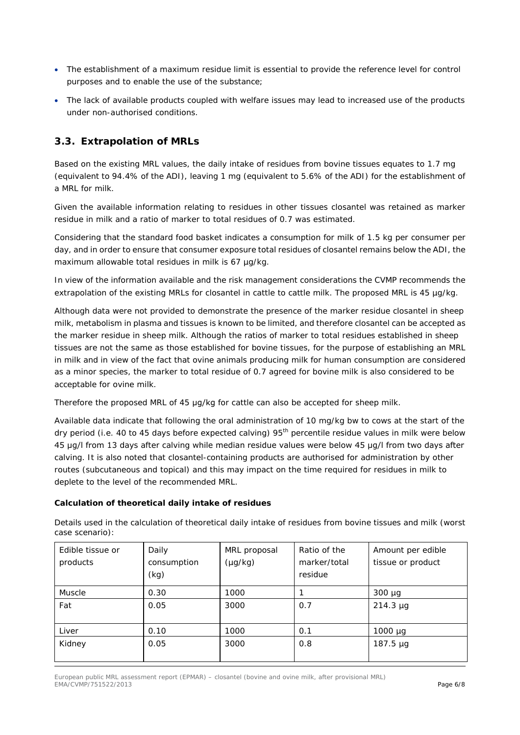- The establishment of a maximum residue limit is essential to provide the reference level for control purposes and to enable the use of the substance;
- The lack of available products coupled with welfare issues may lead to increased use of the products under non-authorised conditions.

## 3.3. Extrapolation of MRLs

Based on the existing MRL values, the daily intake of residues from bovine tissues equates to 1.7 mg (equivalent to 94.4% of the ADI), leaving 1 mg (equivalent to 5.6% of the ADI) for the establishment of a MRL for milk.

Given the available information relating to residues in other tissues closantel was retained as marker residue in milk and a ratio of marker to total residues of 0.7 was estimated.

Considering that the standard food basket indicates a consumption for milk of 1.5 kg per consumer per day, and in order to ensure that consumer exposure total residues of closantel remains below the ADI, the maximum allowable total residues in milk is 67 µg/kg.

In view of the information available and the risk management considerations the CVMP recommends the extrapolation of the existing MRLs for closantel in cattle to cattle milk. The proposed MRL is 45 µg/kg.

Although data were not provided to demonstrate the presence of the marker residue closantel in sheep milk, metabolism in plasma and tissues is known to be limited, and therefore closantel can be accepted as the marker residue in sheep milk. Although the ratios of marker to total residues established in sheep tissues are not the same as those established for bovine tissues, for the purpose of establishing an MRL in milk and in view of the fact that ovine animals producing milk for human consumption are considered as a minor species, the marker to total residue of 0.7 agreed for bovine milk is also considered to be acceptable for ovine milk.

Therefore the proposed MRL of 45 µg/kg for cattle can also be accepted for sheep milk.

Available data indicate that following the oral administration of 10 mg/kg bw to cows at the start of the dry period (i.e. 40 to 45 days before expected calving) 95$^{th}$ percentile residue values in milk were below 45 µg/l from 13 days after calving while median residue values were below 45 µg/l from two days after calving. It is also noted that closantel-containing products are authorised for administration by other routes (subcutaneous and topical) and this may impact on the time required for residues in milk to deplete to the level of the recommended MRL.

**Calculation of theoretical daily intake of residues**

Details used in the calculation of theoretical daily intake of residues from bovine tissues and milk (worst case scenario):

| Edible tissue or products | Daily consumption (kg) | MRL proposal (µg/kg) | Ratio of the marker/total residue | Amount per edible tissue or product |
|---|---|---|---|---|
| Muscle | 0.30 | 1000 | 1 | 300 µg |
| Fat | 0.05 | 3000 | 0.7 | 214.3 µg |
| Liver | 0.10 | 1000 | 0.1 | 1000 µg |
| Kidney | 0.05 | 3000 | 0.8 | 187.5 µg |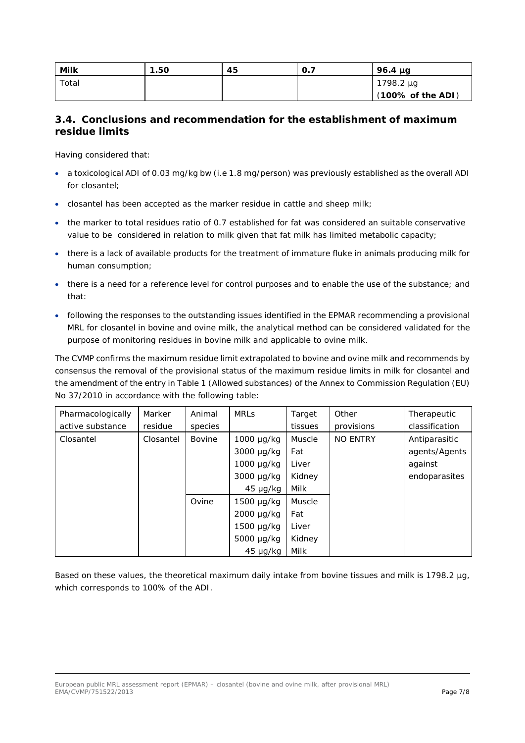| **Milk** | **1.50** | **45** | **0.7** | **96.4 µg** |
|---|---|---|---|---|
| Total | | | | 1798.2 µg (**100% of the ADI**) |

## 3.4. Conclusions and recommendation for the establishment of maximum residue limits

Having considered that:

- a toxicological ADI of 0.03 mg/kg bw (i.e 1.8 mg/person) was previously established as the overall ADI for closantel;
- closantel has been accepted as the marker residue in cattle and sheep milk;
- the marker to total residues ratio of 0.7 established for fat was considered an suitable conservative value to be considered in relation to milk given that fat milk has limited metabolic capacity;
- there is a lack of available products for the treatment of immature fluke in animals producing milk for human consumption;
- there is a need for a reference level for control purposes and to enable the use of the substance; and that:
- following the responses to the outstanding issues identified in the EPMAR recommending a provisional MRL for closantel in bovine and ovine milk, the analytical method can be considered validated for the purpose of monitoring residues in bovine milk and applicable to ovine milk.

The CVMP confirms the maximum residue limit extrapolated to bovine and ovine milk and recommends by consensus the removal of the provisional status of the maximum residue limits in milk for closantel and the amendment of the entry in Table 1 (Allowed substances) of the Annex to Commission Regulation (EU) No 37/2010 in accordance with the following table:

| Pharmacologically active substance | Marker residue | Animal species | MRLs | Target tissues | Other provisions | Therapeutic classification |
|---|---|---|---|---|---|---|
| Closantel | Closantel | Bovine | 1000 µg/kg | Muscle | NO ENTRY | Antiparasitic agents/Agents against endoparasites |
| | | | 3000 µg/kg | Fat | | |
| | | | 1000 µg/kg | Liver | | |
| | | | 3000 µg/kg | Kidney | | |
| | | | 45 µg/kg | Milk | | |
| | | Ovine | 1500 µg/kg | Muscle | | |
| | | | 2000 µg/kg | Fat | | |
| | | | 1500 µg/kg | Liver | | |
| | | | 5000 µg/kg | Kidney | | |
| | | | 45 µg/kg | Milk | | |

Based on these values, the theoretical maximum daily intake from bovine tissues and milk is 1798.2 µg, which corresponds to 100% of the ADI.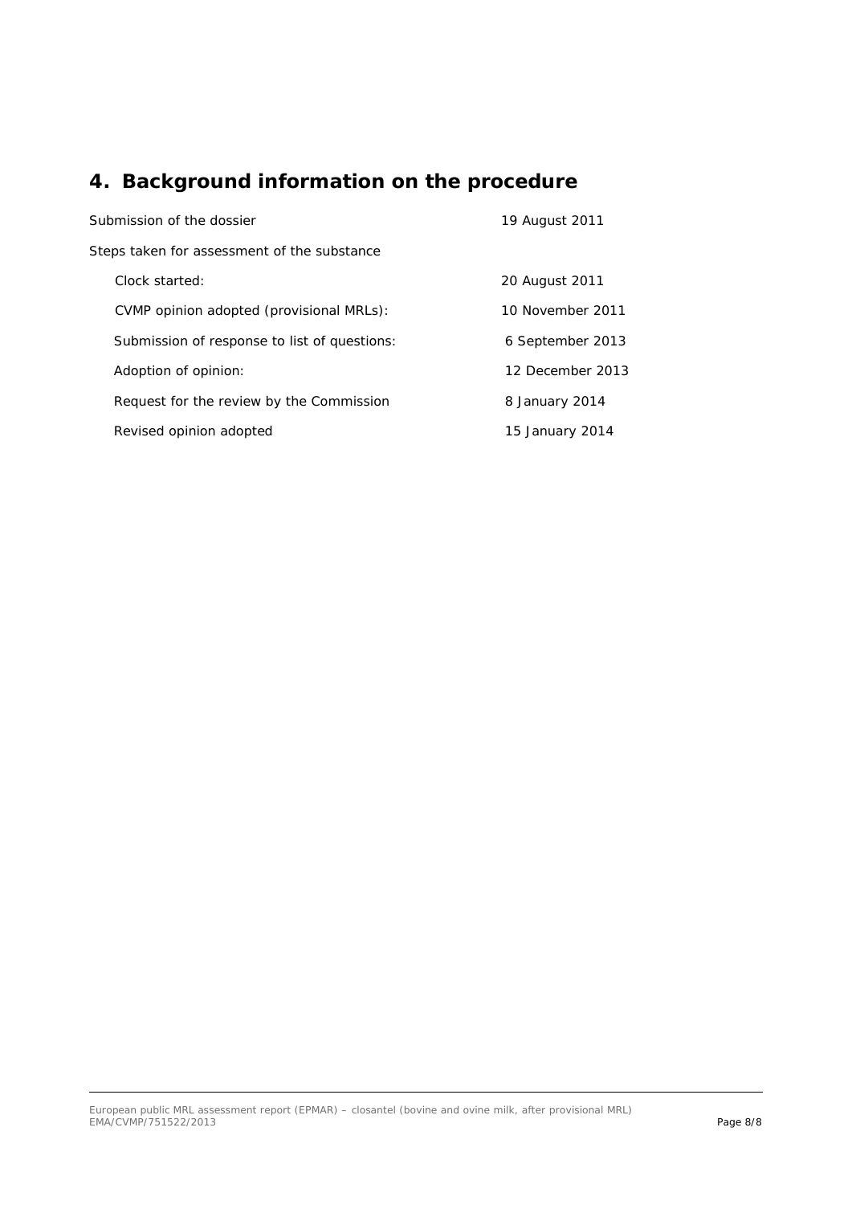## 4. Background information on the procedure

| | |
|---|---|
| Submission of the dossier | 19 August 2011 |
| Steps taken for assessment of the substance | |
| Clock started: | 20 August 2011 |
| CVMP opinion adopted (provisional MRLs): | 10 November 2011 |
| Submission of response to list of questions: | 6 September 2013 |
| Adoption of opinion: | 12 December 2013 |
| Request for the review by the Commission | 8 January 2014 |
| Revised opinion adopted | 15 January 2014 |